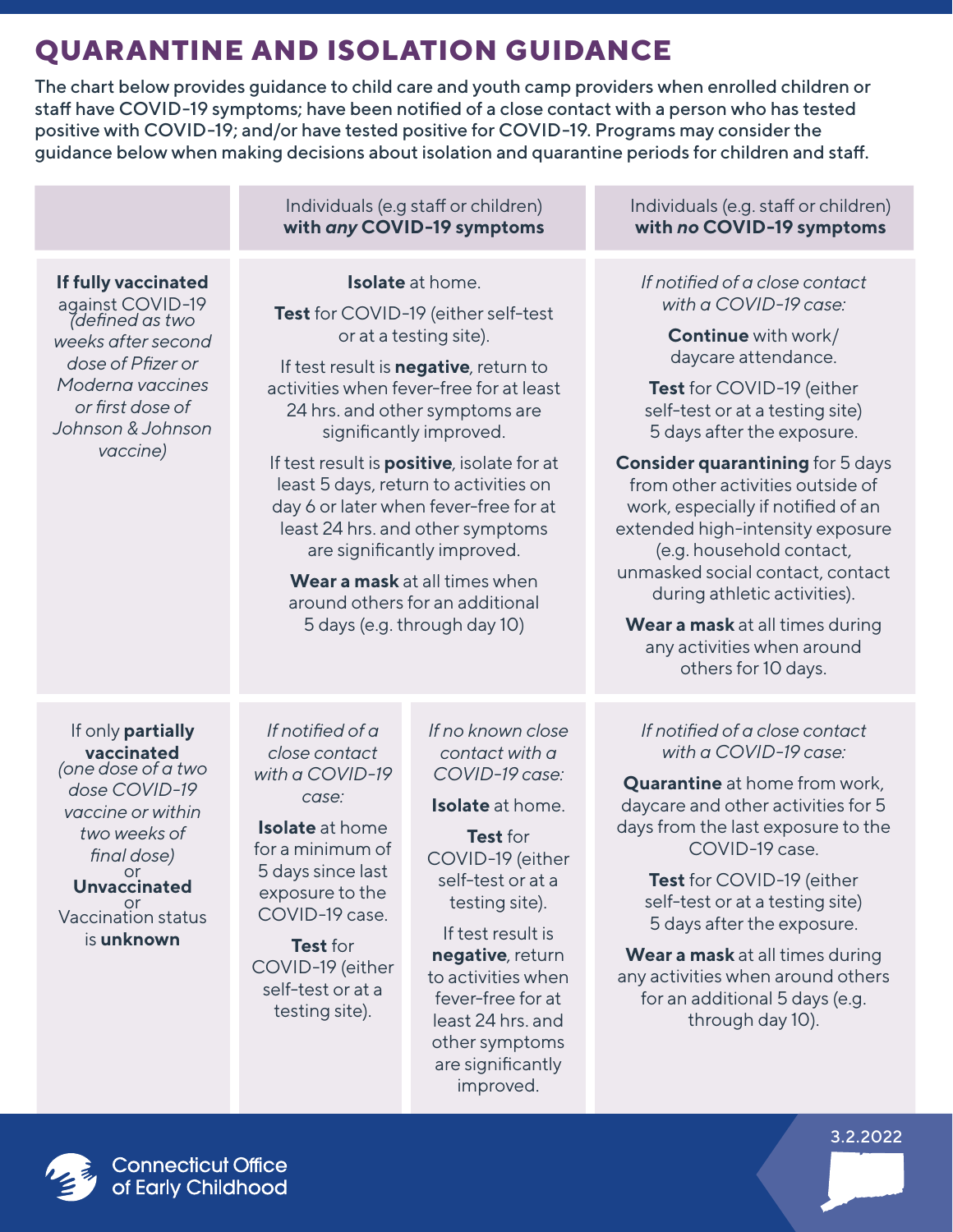# QUARANTINE AND ISOLATION GUIDANCE

The chart below provides guidance to child care and youth camp providers when enrolled children or staff have COVID-19 symptoms; have been notified of a close contact with a person who has tested positive with COVID-19; and/or have tested positive for COVID-19. Programs may consider the guidance below when making decisions about isolation and quarantine periods for children and staff.

| | Individuals (e.g staff or children) **with *any* COVID-19 symptoms** | | Individuals (e.g. staff or children) **with *no* COVID-19 symptoms** |
|---|---|---|---|
| **If fully vaccinated** against COVID-19 *(defined as two weeks after second dose of Pfizer or Moderna vaccines or first dose of Johnson & Johnson vaccine)* | **Isolate** at home.<br><br>**Test** for COVID-19 (either self-test or at a testing site).<br><br>If test result is **negative**, return to activities when fever-free for at least 24 hrs. and other symptoms are significantly improved.<br><br>If test result is **positive**, isolate for at least 5 days, return to activities on day 6 or later when fever-free for at least 24 hrs. and other symptoms are significantly improved.<br><br>**Wear a mask** at all times when around others for an additional 5 days (e.g. through day 10) | | *If notified of a close contact with a COVID-19 case:*<br><br>**Continue** with work/daycare attendance.<br><br>**Test** for COVID-19 (either self-test or at a testing site) 5 days after the exposure.<br><br>**Consider quarantining** for 5 days from other activities outside of work, especially if notified of an extended high-intensity exposure (e.g. household contact, unmasked social contact, contact during athletic activities).<br><br>**Wear a mask** at all times during any activities when around others for 10 days. |
| If only **partially vaccinated** *(one dose of a two dose COVID-19 vaccine or within two weeks of final dose)*<br>or<br>**Unvaccinated**<br>or<br>Vaccination status is **unknown** | *If notified of a close contact with a COVID-19 case:*<br><br>**Isolate** at home for a minimum of 5 days since last exposure to the COVID-19 case.<br><br>**Test** for COVID-19 (either self-test or at a testing site). | *If no known close contact with a COVID-19 case:*<br><br>**Isolate** at home.<br><br>**Test** for COVID-19 (either self-test or at a testing site).<br><br>If test result is **negative**, return to activities when fever-free for at least 24 hrs. and other symptoms are significantly improved. | *If notified of a close contact with a COVID-19 case:*<br><br>**Quarantine** at home from work, daycare and other activities for 5 days from the last exposure to the COVID-19 case.<br><br>**Test** for COVID-19 (either self-test or at a testing site) 5 days after the exposure.<br><br>**Wear a mask** at all times during any activities when around others for an additional 5 days (e.g. through day 10). |

Connecticut Office of Early Childhood

3.2.2022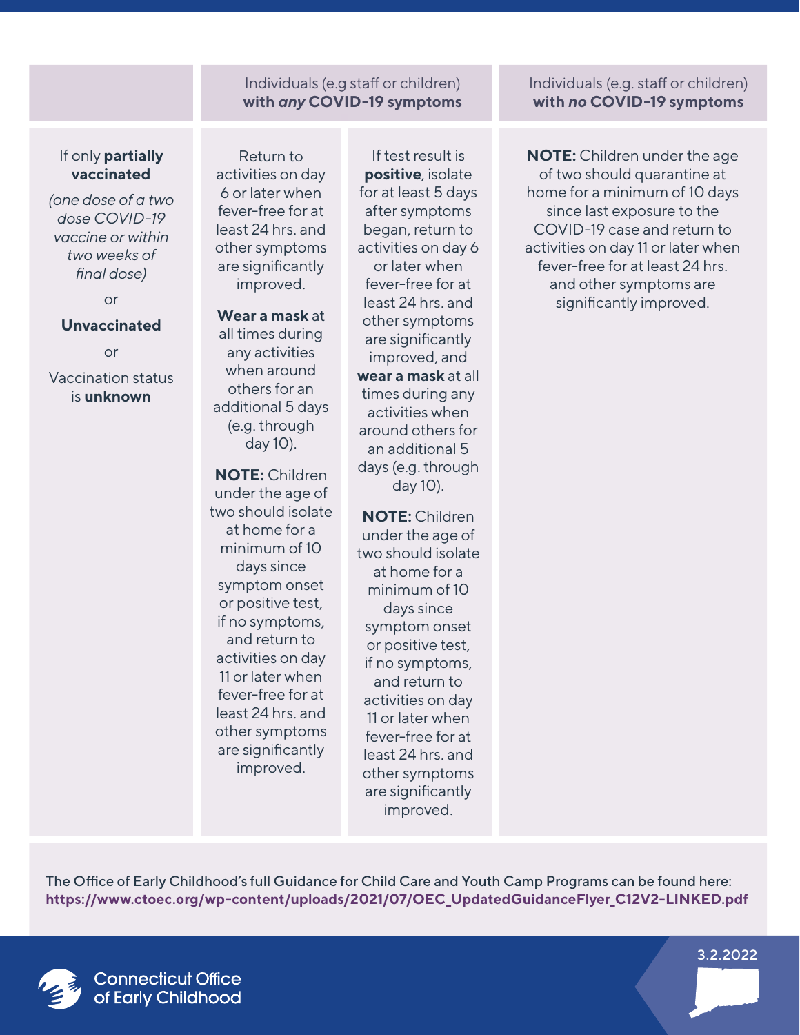| | Individuals (e.g staff or children) **with *any* COVID-19 symptoms** | | Individuals (e.g. staff or children) **with *no* COVID-19 symptoms** |
|---|---|---|---|
| If only **partially vaccinated** *(one dose of a two dose COVID-19 vaccine or within two weeks of final dose)* or **Unvaccinated** or Vaccination status is **unknown** | Return to activities on day 6 or later when fever-free for at least 24 hrs. and other symptoms are significantly improved. **Wear a mask** at all times during any activities when around others for an additional 5 days (e.g. through day 10). **NOTE:** Children under the age of two should isolate at home for a minimum of 10 days since symptom onset or positive test, if no symptoms, and return to activities on day 11 or later when fever-free for at least 24 hrs. and other symptoms are significantly improved. | If test result is **positive**, isolate for at least 5 days after symptoms began, return to activities on day 6 or later when fever-free for at least 24 hrs. and other symptoms are significantly improved, and **wear a mask** at all times during any activities when around others for an additional 5 days (e.g. through day 10). **NOTE:** Children under the age of two should isolate at home for a minimum of 10 days since symptom onset or positive test, if no symptoms, and return to activities on day 11 or later when fever-free for at least 24 hrs. and other symptoms are significantly improved. | **NOTE:** Children under the age of two should quarantine at home for a minimum of 10 days since last exposure to the COVID-19 case and return to activities on day 11 or later when fever-free for at least 24 hrs. and other symptoms are significantly improved. |

The Office of Early Childhood's full Guidance for Child Care and Youth Camp Programs can be found here: **https://www.ctoec.org/wp-content/uploads/2021/07/OEC_UpdatedGuidanceFlyer_C12V2-LINKED.pdf**

Connecticut Office of Early Childhood

3.2.2022